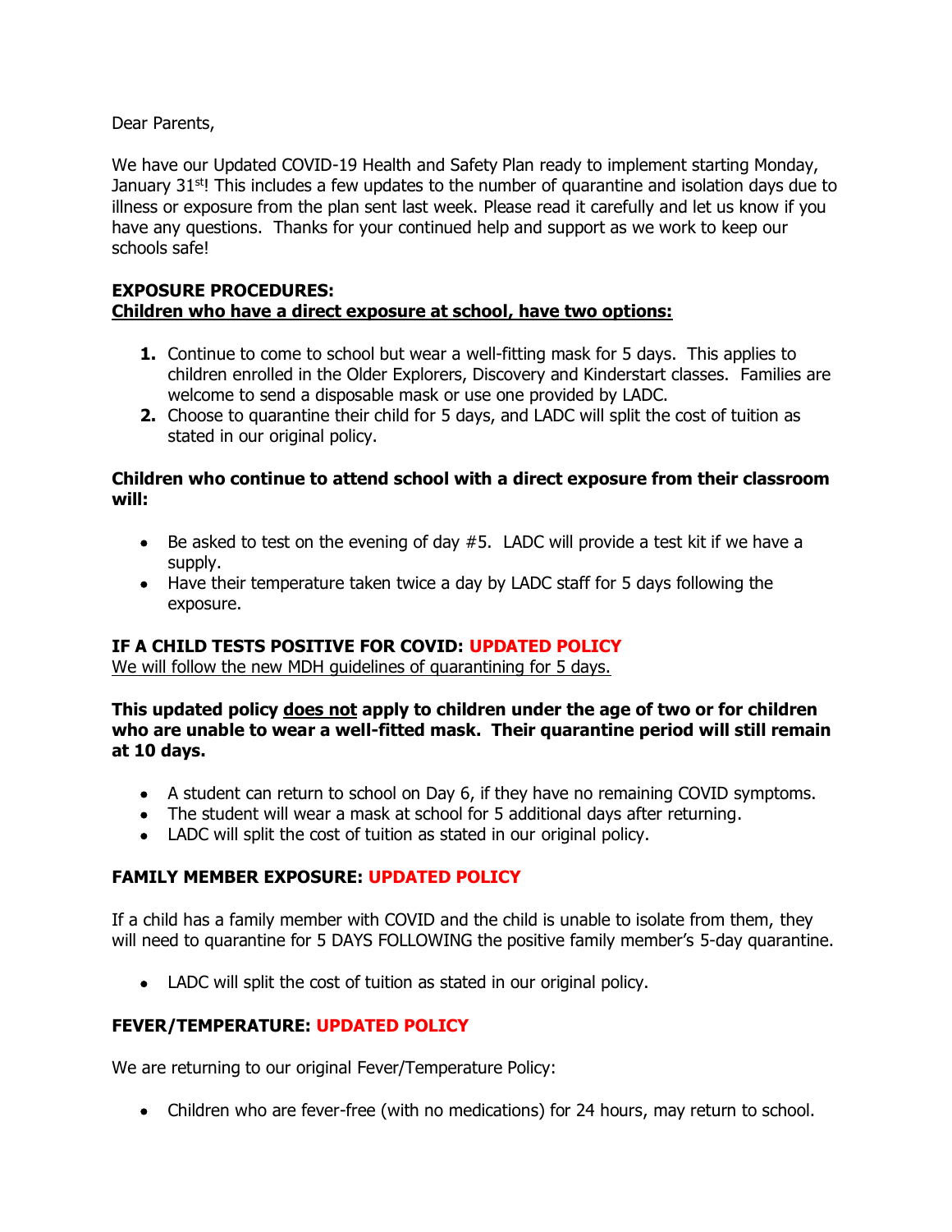Dear Parents,

We have our Updated COVID-19 Health and Safety Plan ready to implement starting Monday, January 31st! This includes a few updates to the number of quarantine and isolation days due to illness or exposure from the plan sent last week. Please read it carefully and let us know if you have any questions. Thanks for your continued help and support as we work to keep our schools safe!

**EXPOSURE PROCEDURES:**
**<u>Children who have a direct exposure at school, have two options:</u>**

1. Continue to come to school but wear a well-fitting mask for 5 days. This applies to children enrolled in the Older Explorers, Discovery and Kinderstart classes. Families are welcome to send a disposable mask or use one provided by LADC.
2. Choose to quarantine their child for 5 days, and LADC will split the cost of tuition as stated in our original policy.

**Children who continue to attend school with a direct exposure from their classroom will:**

- Be asked to test on the evening of day #5. LADC will provide a test kit if we have a supply.
- Have their temperature taken twice a day by LADC staff for 5 days following the exposure.

**IF A CHILD TESTS POSITIVE FOR COVID: UPDATED POLICY**
<u>We will follow the new MDH guidelines of quarantining for 5 days.</u>

**This updated policy <u>does not</u> apply to children under the age of two or for children who are unable to wear a well-fitted mask. Their quarantine period will still remain at 10 days.**

- A student can return to school on Day 6, if they have no remaining COVID symptoms.
- The student will wear a mask at school for 5 additional days after returning.
- LADC will split the cost of tuition as stated in our original policy.

**FAMILY MEMBER EXPOSURE: UPDATED POLICY**

If a child has a family member with COVID and the child is unable to isolate from them, they will need to quarantine for 5 DAYS FOLLOWING the positive family member's 5-day quarantine.

- LADC will split the cost of tuition as stated in our original policy.

**FEVER/TEMPERATURE: UPDATED POLICY**

We are returning to our original Fever/Temperature Policy:

- Children who are fever-free (with no medications) for 24 hours, may return to school.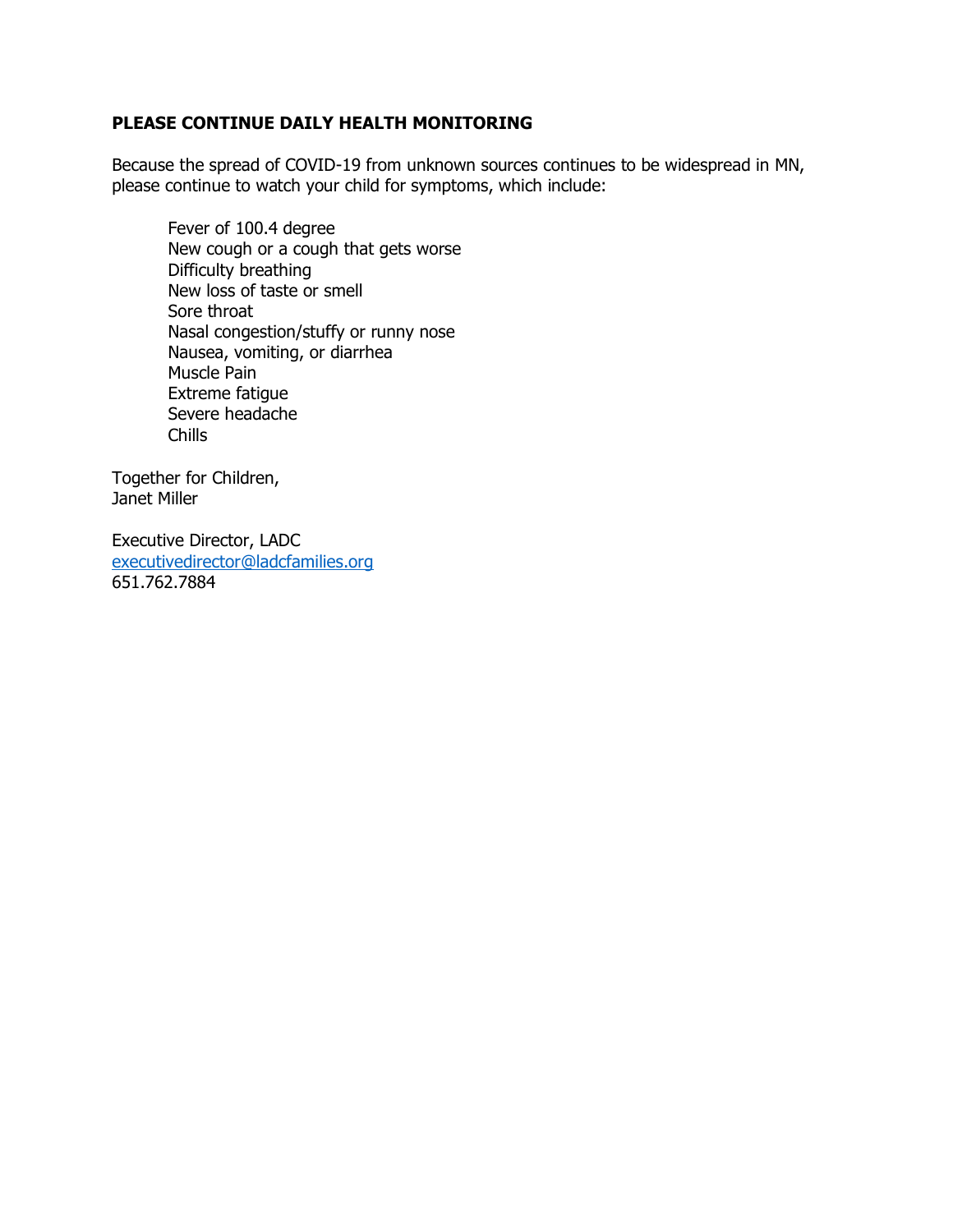**PLEASE CONTINUE DAILY HEALTH MONITORING**

Because the spread of COVID-19 from unknown sources continues to be widespread in MN, please continue to watch your child for symptoms, which include:

- Fever of 100.4 degree
- New cough or a cough that gets worse
- Difficulty breathing
- New loss of taste or smell
- Sore throat
- Nasal congestion/stuffy or runny nose
- Nausea, vomiting, or diarrhea
- Muscle Pain
- Extreme fatigue
- Severe headache
- Chills

Together for Children,
Janet Miller

Executive Director, LADC
executivedirector@ladcfamilies.org
651.762.7884